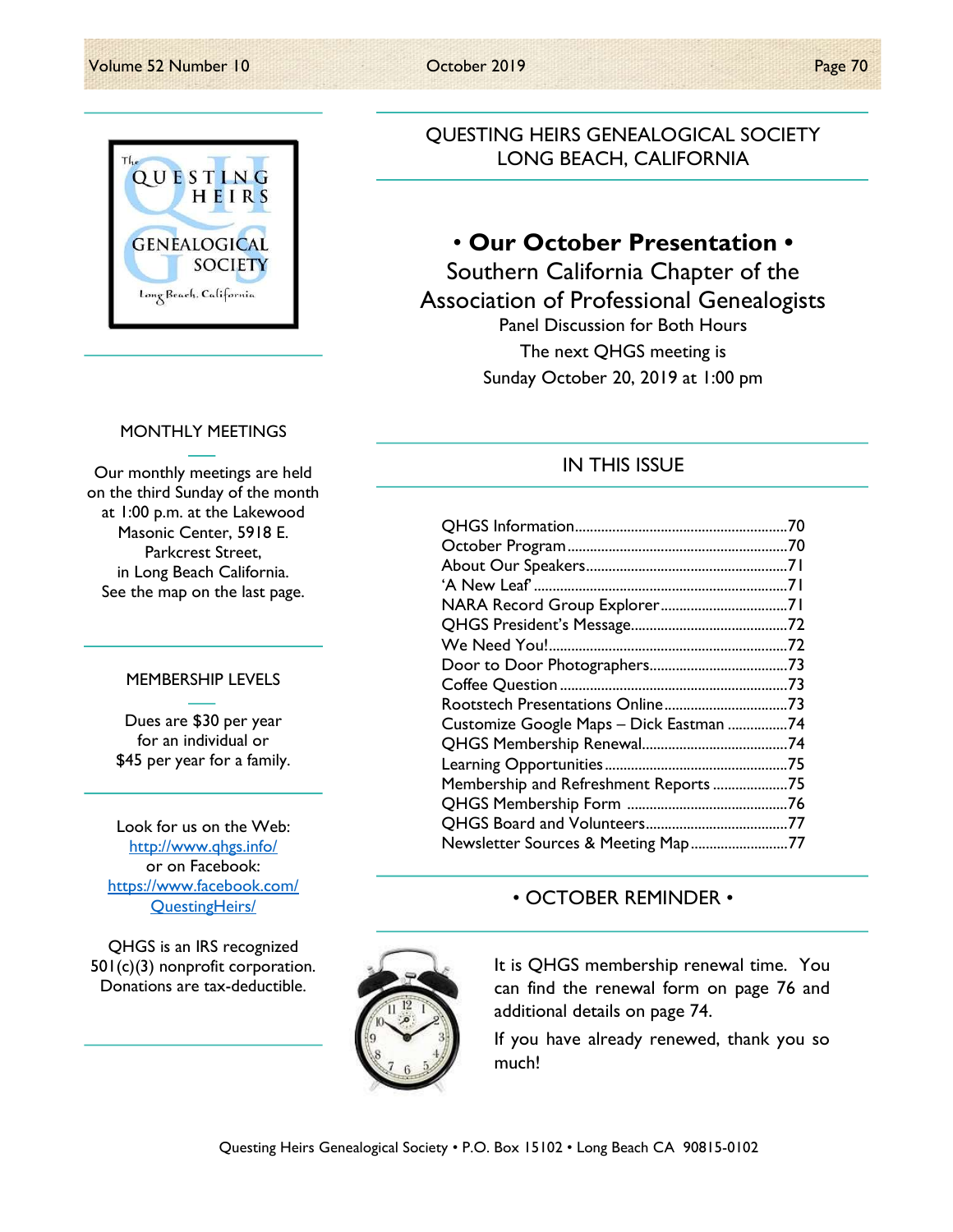# QUESTING HEIRS GENEALOGICAL SOCIETY
## LONG BEACH, CALIFORNIA

## • Our October Presentation •

### Southern California Chapter of the Association of Professional Genealogists

Panel Discussion for Both Hours

The next QHGS meeting is

Sunday October 20, 2019 at 1:00 pm

### MONTHLY MEETINGS

Our monthly meetings are held on the third Sunday of the month at 1:00 p.m. at the Lakewood Masonic Center, 5918 E. Parkcrest Street, in Long Beach California. See the map on the last page.

### MEMBERSHIP LEVELS

Dues are $30 per year for an individual or $45 per year for a family.

Look for us on the Web: http://www.qhgs.info/ or on Facebook: https://www.facebook.com/QuestingHeirs/

QHGS is an IRS recognized 501(c)(3) nonprofit corporation. Donations are tax-deductible.

### IN THIS ISSUE

| | |
|---|---|
| QHGS Information | 70 |
| October Program | 70 |
| About Our Speakers | 71 |
| 'A New Leaf' | 71 |
| NARA Record Group Explorer | 71 |
| QHGS President's Message | 72 |
| We Need You! | 72 |
| Door to Door Photographers | 73 |
| Coffee Question | 73 |
| Rootstech Presentations Online | 73 |
| Customize Google Maps – Dick Eastman | 74 |
| QHGS Membership Renewal | 74 |
| Learning Opportunities | 75 |
| Membership and Refreshment Reports | 75 |
| QHGS Membership Form | 76 |
| QHGS Board and Volunteers | 77 |
| Newsletter Sources & Meeting Map | 77 |

### • OCTOBER REMINDER •

It is QHGS membership renewal time. You can find the renewal form on page 76 and additional details on page 74.

If you have already renewed, thank you so much!

Questing Heirs Genealogical Society • P.O. Box 15102 • Long Beach CA 90815-0102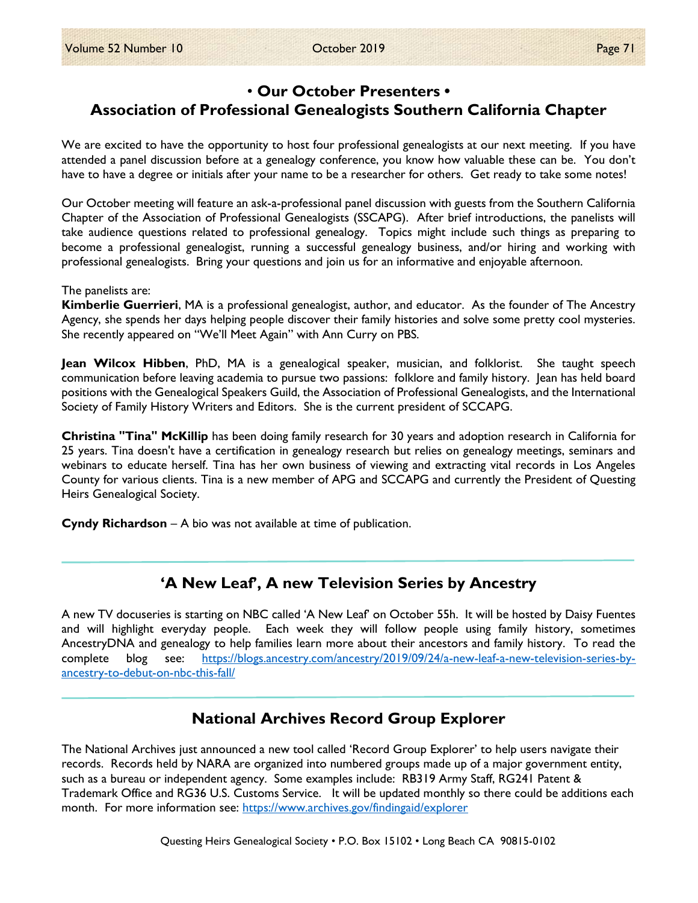## • Our October Presenters •
## Association of Professional Genealogists Southern California Chapter

We are excited to have the opportunity to host four professional genealogists at our next meeting. If you have attended a panel discussion before at a genealogy conference, you know how valuable these can be. You don't have to have a degree or initials after your name to be a researcher for others. Get ready to take some notes!

Our October meeting will feature an ask-a-professional panel discussion with guests from the Southern California Chapter of the Association of Professional Genealogists (SSCAPG). After brief introductions, the panelists will take audience questions related to professional genealogy. Topics might include such things as preparing to become a professional genealogist, running a successful genealogy business, and/or hiring and working with professional genealogists. Bring your questions and join us for an informative and enjoyable afternoon.

The panelists are:

**Kimberlie Guerrieri**, MA is a professional genealogist, author, and educator. As the founder of The Ancestry Agency, she spends her days helping people discover their family histories and solve some pretty cool mysteries. She recently appeared on "We'll Meet Again" with Ann Curry on PBS.

**Jean Wilcox Hibben**, PhD, MA is a genealogical speaker, musician, and folklorist. She taught speech communication before leaving academia to pursue two passions: folklore and family history. Jean has held board positions with the Genealogical Speakers Guild, the Association of Professional Genealogists, and the International Society of Family History Writers and Editors. She is the current president of SCCAPG.

**Christina "Tina" McKillip** has been doing family research for 30 years and adoption research in California for 25 years. Tina doesn't have a certification in genealogy research but relies on genealogy meetings, seminars and webinars to educate herself. Tina has her own business of viewing and extracting vital records in Los Angeles County for various clients. Tina is a new member of APG and SCCAPG and currently the President of Questing Heirs Genealogical Society.

**Cyndy Richardson** – A bio was not available at time of publication.

---

## 'A New Leaf', A new Television Series by Ancestry

A new TV docuseries is starting on NBC called 'A New Leaf' on October 55h. It will be hosted by Daisy Fuentes and will highlight everyday people. Each week they will follow people using family history, sometimes AncestryDNA and genealogy to help families learn more about their ancestors and family history. To read the complete blog see: https://blogs.ancestry.com/ancestry/2019/09/24/a-new-leaf-a-new-television-series-by-ancestry-to-debut-on-nbc-this-fall/

---

## National Archives Record Group Explorer

The National Archives just announced a new tool called 'Record Group Explorer' to help users navigate their records. Records held by NARA are organized into numbered groups made up of a major government entity, such as a bureau or independent agency. Some examples include: RB319 Army Staff, RG241 Patent & Trademark Office and RG36 U.S. Customs Service. It will be updated monthly so there could be additions each month. For more information see: https://www.archives.gov/findingaid/explorer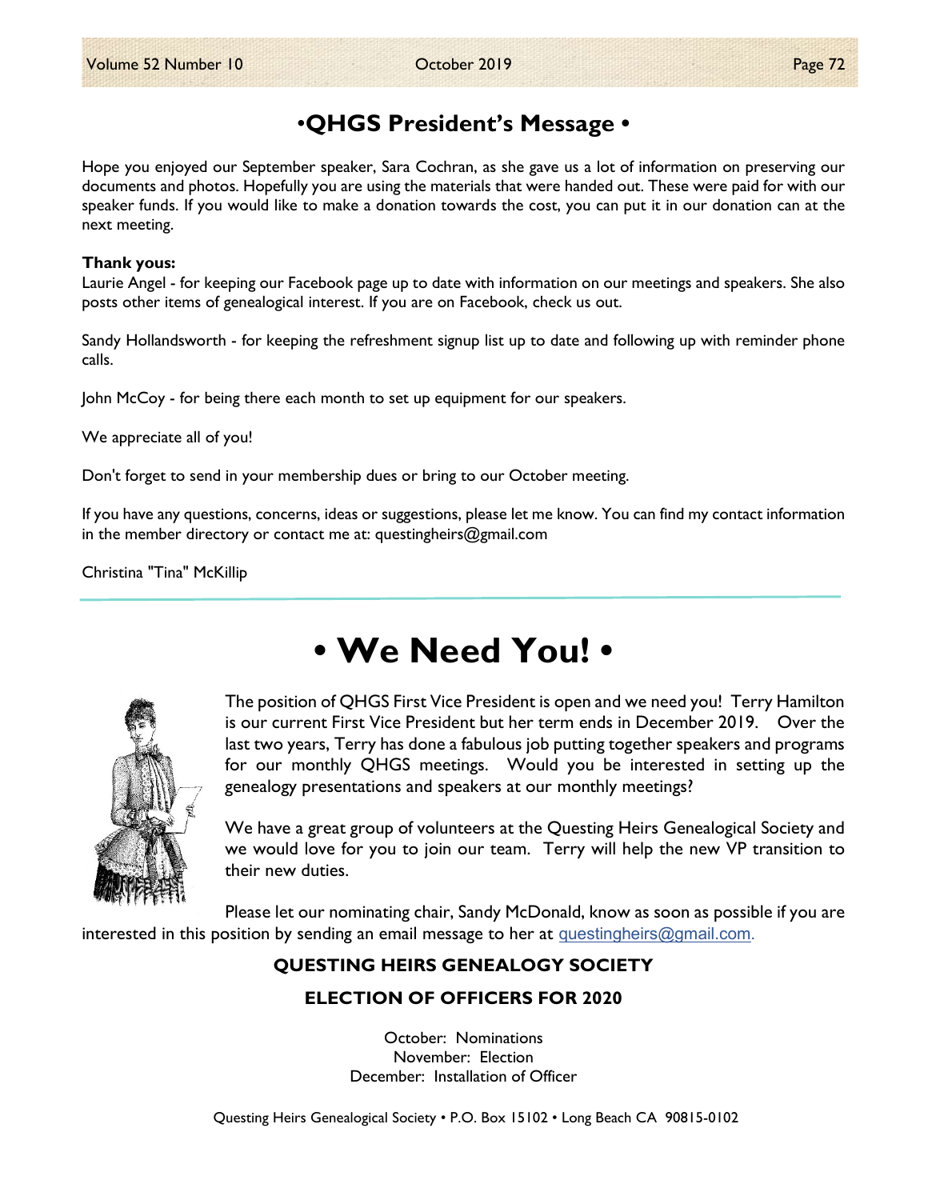## •QHGS President's Message •

Hope you enjoyed our September speaker, Sara Cochran, as she gave us a lot of information on preserving our documents and photos. Hopefully you are using the materials that were handed out. These were paid for with our speaker funds. If you would like to make a donation towards the cost, you can put it in our donation can at the next meeting.

**Thank yous:**
Laurie Angel - for keeping our Facebook page up to date with information on our meetings and speakers. She also posts other items of genealogical interest. If you are on Facebook, check us out.

Sandy Hollandsworth - for keeping the refreshment signup list up to date and following up with reminder phone calls.

John McCoy - for being there each month to set up equipment for our speakers.

We appreciate all of you!

Don't forget to send in your membership dues or bring to our October meeting.

If you have any questions, concerns, ideas or suggestions, please let me know. You can find my contact information in the member directory or contact me at: questingheirs@gmail.com

Christina "Tina" McKillip

---

# • We Need You! •

The position of QHGS First Vice President is open and we need you! Terry Hamilton is our current First Vice President but her term ends in December 2019. Over the last two years, Terry has done a fabulous job putting together speakers and programs for our monthly QHGS meetings. Would you be interested in setting up the genealogy presentations and speakers at our monthly meetings?

We have a great group of volunteers at the Questing Heirs Genealogical Society and we would love for you to join our team. Terry will help the new VP transition to their new duties.

Please let our nominating chair, Sandy McDonald, know as soon as possible if you are interested in this position by sending an email message to her at questingheirs@gmail.com.

**QUESTING HEIRS GENEALOGY SOCIETY**

**ELECTION OF OFFICERS FOR 2020**

October: Nominations
November: Election
December: Installation of Officer

Questing Heirs Genealogical Society • P.O. Box 15102 • Long Beach CA 90815-0102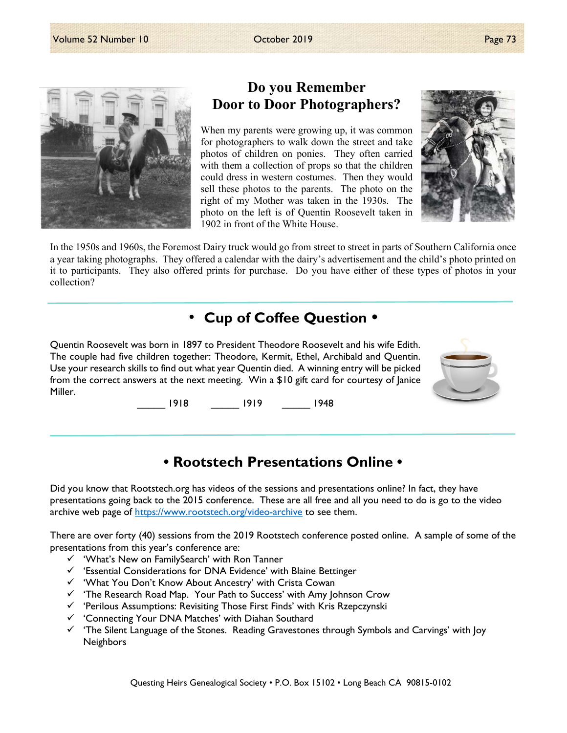## Do you Remember Door to Door Photographers?

When my parents were growing up, it was common for photographers to walk down the street and take photos of children on ponies. They often carried with them a collection of props so that the children could dress in western costumes. Then they would sell these photos to the parents. The photo on the right of my Mother was taken in the 1930s. The photo on the left is of Quentin Roosevelt taken in 1902 in front of the White House.

In the 1950s and 1960s, the Foremost Dairy truck would go from street to street in parts of Southern California once a year taking photographs. They offered a calendar with the dairy's advertisement and the child's photo printed on it to participants. They also offered prints for purchase. Do you have either of these types of photos in your collection?

## • Cup of Coffee Question •

Quentin Roosevelt was born in 1897 to President Theodore Roosevelt and his wife Edith. The couple had five children together: Theodore, Kermit, Ethel, Archibald and Quentin. Use your research skills to find out what year Quentin died. A winning entry will be picked from the correct answers at the next meeting. Win a $10 gift card for courtesy of Janice Miller.

_____ 1918 _____ 1919 _____ 1948

## • Rootstech Presentations Online •

Did you know that Rootstech.org has videos of the sessions and presentations online? In fact, they have presentations going back to the 2015 conference. These are all free and all you need to do is go to the video archive web page of https://www.rootstech.org/video-archive to see them.

There are over forty (40) sessions from the 2019 Rootstech conference posted online. A sample of some of the presentations from this year's conference are:

- ✓ 'What's New on FamilySearch' with Ron Tanner
- ✓ 'Essential Considerations for DNA Evidence' with Blaine Bettinger
- ✓ 'What You Don't Know About Ancestry' with Crista Cowan
- ✓ 'The Research Road Map. Your Path to Success' with Amy Johnson Crow
- ✓ 'Perilous Assumptions: Revisiting Those First Finds' with Kris Rzepczynski
- ✓ 'Connecting Your DNA Matches' with Diahan Southard
- ✓ 'The Silent Language of the Stones. Reading Gravestones through Symbols and Carvings' with Joy Neighbors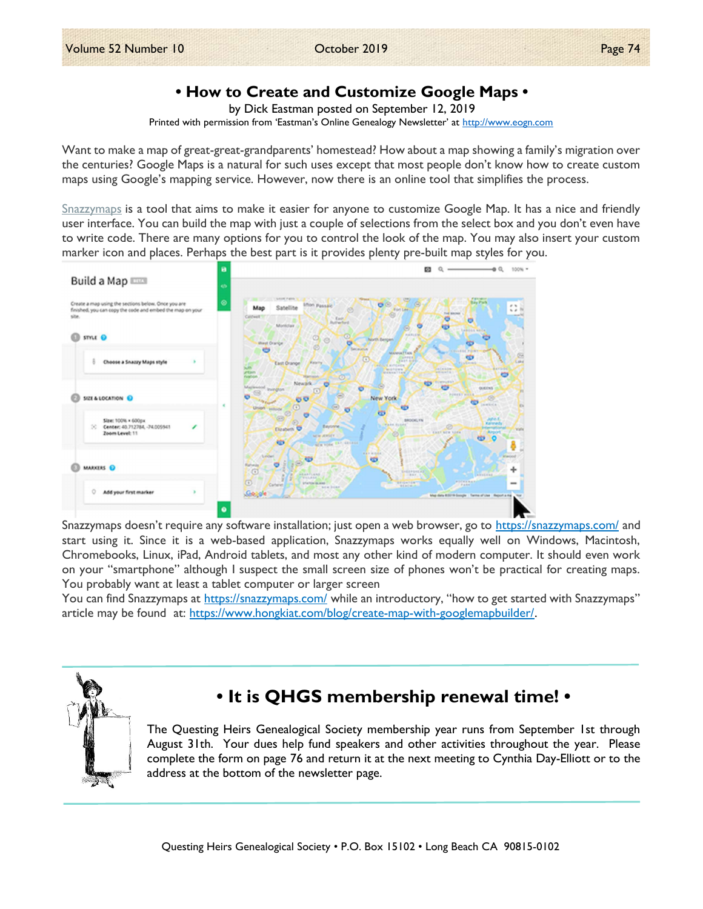## • How to Create and Customize Google Maps •

by Dick Eastman posted on September 12, 2019

Printed with permission from 'Eastman's Online Genealogy Newsletter' at http://www.eogn.com

Want to make a map of great-great-grandparents' homestead? How about a map showing a family's migration over the centuries? Google Maps is a natural for such uses except that most people don't know how to create custom maps using Google's mapping service. However, now there is an online tool that simplifies the process.

Snazzymaps is a tool that aims to make it easier for anyone to customize Google Map. It has a nice and friendly user interface. You can build the map with just a couple of selections from the select box and you don't even have to write code. There are many options for you to control the look of the map. You may also insert your custom marker icon and places. Perhaps the best part is it provides plenty pre-built map styles for you.

Snazzymaps doesn't require any software installation; just open a web browser, go to https://snazzymaps.com/ and start using it. Since it is a web-based application, Snazzymaps works equally well on Windows, Macintosh, Chromebooks, Linux, iPad, Android tablets, and most any other kind of modern computer. It should even work on your "smartphone" although I suspect the small screen size of phones won't be practical for creating maps. You probably want at least a tablet computer or larger screen

You can find Snazzymaps at https://snazzymaps.com/ while an introductory, "how to get started with Snazzymaps" article may be found at: https://www.hongkiat.com/blog/create-map-with-googlemapbuilder/.

## • It is QHGS membership renewal time! •

The Questing Heirs Genealogical Society membership year runs from September 1st through August 31th. Your dues help fund speakers and other activities throughout the year. Please complete the form on page 76 and return it at the next meeting to Cynthia Day-Elliott or to the address at the bottom of the newsletter page.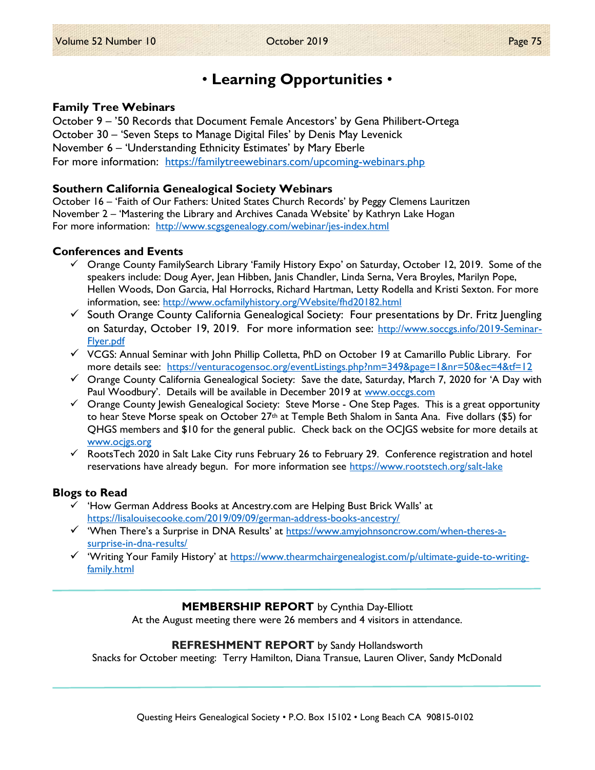# • Learning Opportunities •

### Family Tree Webinars

October 9 – '50 Records that Document Female Ancestors' by Gena Philibert-Ortega
October 30 – 'Seven Steps to Manage Digital Files' by Denis May Levenick
November 6 – 'Understanding Ethnicity Estimates' by Mary Eberle
For more information: https://familytreewebinars.com/upcoming-webinars.php

### Southern California Genealogical Society Webinars

October 16 – 'Faith of Our Fathers: United States Church Records' by Peggy Clemens Lauritzen
November 2 – 'Mastering the Library and Archives Canada Website' by Kathryn Lake Hogan
For more information: http://www.scgsgenealogy.com/webinar/jes-index.html

### Conferences and Events

- ✓ Orange County FamilySearch Library 'Family History Expo' on Saturday, October 12, 2019. Some of the speakers include: Doug Ayer, Jean Hibben, Janis Chandler, Linda Serna, Vera Broyles, Marilyn Pope, Hellen Woods, Don Garcia, Hal Horrocks, Richard Hartman, Letty Rodella and Kristi Sexton. For more information, see: http://www.ocfamilyhistory.org/Website/fhd20182.html
- ✓ South Orange County California Genealogical Society: Four presentations by Dr. Fritz Juengling on Saturday, October 19, 2019. For more information see: http://www.soccgs.info/2019-Seminar-Flyer.pdf
- ✓ VCGS: Annual Seminar with John Phillip Colletta, PhD on October 19 at Camarillo Public Library. For more details see: https://venturacogensoc.org/eventListings.php?nm=349&page=1&nr=50&ec=4&tf=12
- ✓ Orange County California Genealogical Society: Save the date, Saturday, March 7, 2020 for 'A Day with Paul Woodbury'. Details will be available in December 2019 at www.occgs.com
- ✓ Orange County Jewish Genealogical Society: Steve Morse - One Step Pages. This is a great opportunity to hear Steve Morse speak on October 27th at Temple Beth Shalom in Santa Ana. Five dollars ($5) for QHGS members and $10 for the general public. Check back on the OCJGS website for more details at www.ocjgs.org
- ✓ RootsTech 2020 in Salt Lake City runs February 26 to February 29. Conference registration and hotel reservations have already begun. For more information see https://www.rootstech.org/salt-lake

### Blogs to Read

- ✓ 'How German Address Books at Ancestry.com are Helping Bust Brick Walls' at https://lisalouisecooke.com/2019/09/09/german-address-books-ancestry/
- ✓ 'When There's a Surprise in DNA Results' at https://www.amyjohnsoncrow.com/when-theres-a-surprise-in-dna-results/
- ✓ 'Writing Your Family History' at https://www.thearmchairgenealogist.com/p/ultimate-guide-to-writing-family.html

---

**MEMBERSHIP REPORT** by Cynthia Day-Elliott

At the August meeting there were 26 members and 4 visitors in attendance.

**REFRESHMENT REPORT** by Sandy Hollandsworth

Snacks for October meeting: Terry Hamilton, Diana Transue, Lauren Oliver, Sandy McDonald

---

Questing Heirs Genealogical Society • P.O. Box 15102 • Long Beach CA 90815-0102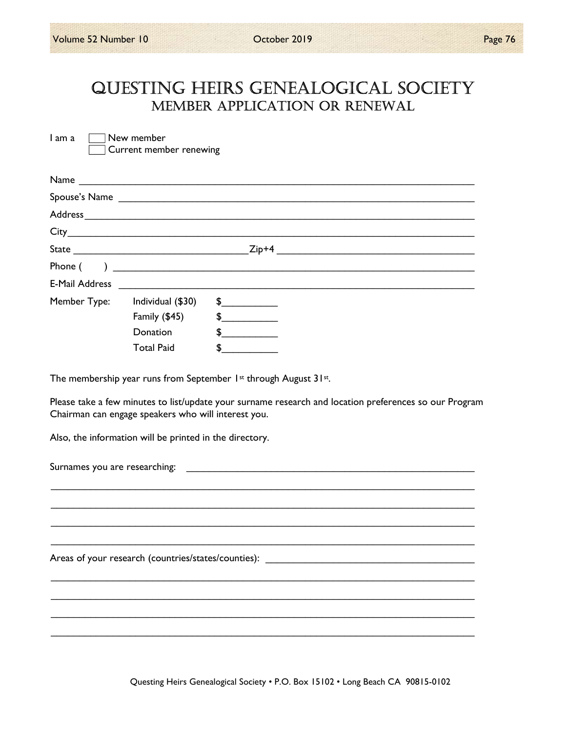# Questing Heirs Genealogical Society

## Member Application or Renewal

I am a ☐ New member
☐ Current member renewing

Name ______________________________________________________________________

Spouse's Name ______________________________________________________________

Address ____________________________________________________________________

City _______________________________________________________________________

State ______________________________ Zip+4 __________________________________

Phone (     ) ________________________________________________________________

E-Mail Address ______________________________________________________________

| | | |
|---|---|---|
| Member Type: | Individual ($30) | $__________ |
| | Family ($45) | $__________ |
| | Donation | $__________ |
| | Total Paid | $__________ |

The membership year runs from September 1st through August 31st.

Please take a few minutes to list/update your surname research and location preferences so our Program Chairman can engage speakers who will interest you.

Also, the information will be printed in the directory.

Surnames you are researching: ______________________________________________

____________________________________________________________________________

____________________________________________________________________________

____________________________________________________________________________

____________________________________________________________________________

Areas of your research (countries/states/counties): __________________________

____________________________________________________________________________

____________________________________________________________________________

____________________________________________________________________________

____________________________________________________________________________

Questing Heirs Genealogical Society • P.O. Box 15102 • Long Beach CA 90815-0102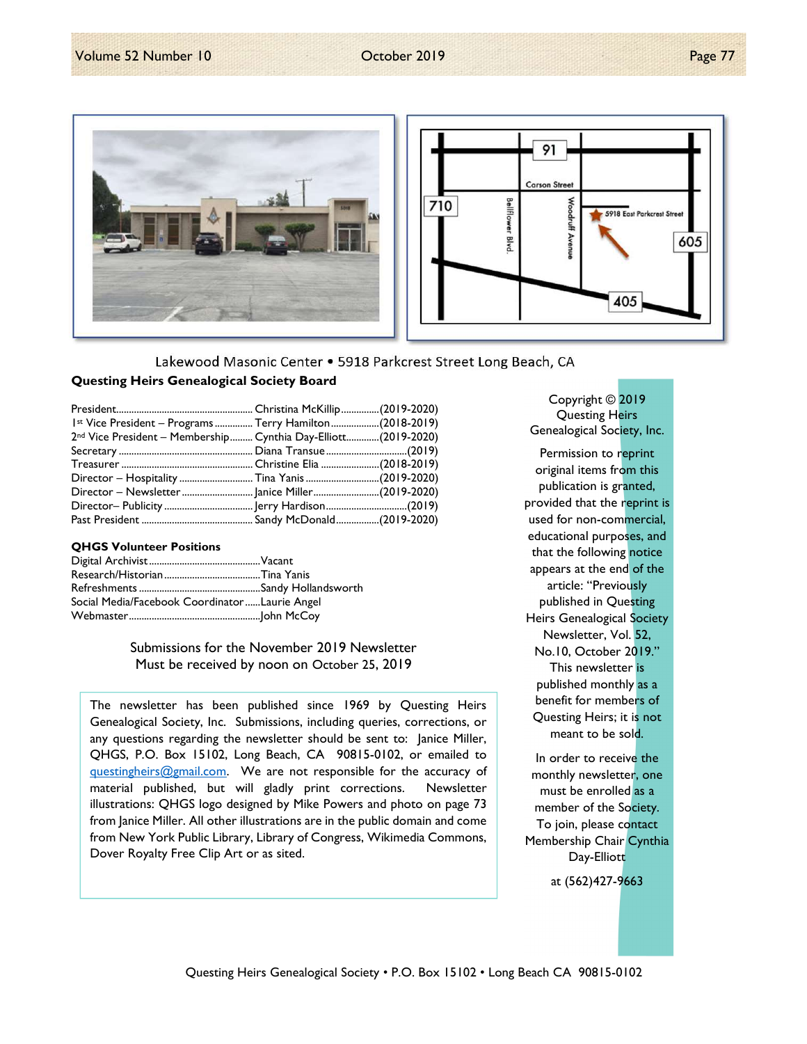Lakewood Masonic Center • 5918 Parkcrest Street Long Beach, CA

**Questing Heirs Genealogical Society Board**

| | | |
|---|---|---|
| President | Christina McKillip | (2019-2020) |
| 1st Vice President – Programs | Terry Hamilton | (2018-2019) |
| 2nd Vice President – Membership | Cynthia Day-Elliott | (2019-2020) |
| Secretary | Diana Transue | (2019) |
| Treasurer | Christine Elia | (2018-2019) |
| Director – Hospitality | Tina Yanis | (2019-2020) |
| Director – Newsletter | Janice Miller | (2019-2020) |
| Director– Publicity | Jerry Hardison | (2019) |
| Past President | Sandy McDonald | (2019-2020) |

**QHGS Volunteer Positions**

| | |
|---|---|
| Digital Archivist | Vacant |
| Research/Historian | Tina Yanis |
| Refreshments | Sandy Hollandsworth |
| Social Media/Facebook Coordinator | Laurie Angel |
| Webmaster | John McCoy |

Submissions for the November 2019 Newsletter
Must be received by noon on October 25, 2019

The newsletter has been published since 1969 by Questing Heirs Genealogical Society, Inc. Submissions, including queries, corrections, or any questions regarding the newsletter should be sent to: Janice Miller, QHGS, P.O. Box 15102, Long Beach, CA 90815-0102, or emailed to questingheirs@gmail.com. We are not responsible for the accuracy of material published, but will gladly print corrections. Newsletter illustrations: QHGS logo designed by Mike Powers and photo on page 73 from Janice Miller. All other illustrations are in the public domain and come from New York Public Library, Library of Congress, Wikimedia Commons, Dover Royalty Free Clip Art or as sited.

Copyright © 2019 Questing Heirs Genealogical Society, Inc.

Permission to reprint original items from this publication is granted, provided that the reprint is used for non-commercial, educational purposes, and that the following notice appears at the end of the article: "Previously published in Questing Heirs Genealogical Society Newsletter, Vol. 52, No.10, October 2019." This newsletter is published monthly as a benefit for members of Questing Heirs; it is not meant to be sold.

In order to receive the monthly newsletter, one must be enrolled as a member of the Society. To join, please contact Membership Chair Cynthia Day-Elliott

at (562)427-9663

Questing Heirs Genealogical Society • P.O. Box 15102 • Long Beach CA 90815-0102